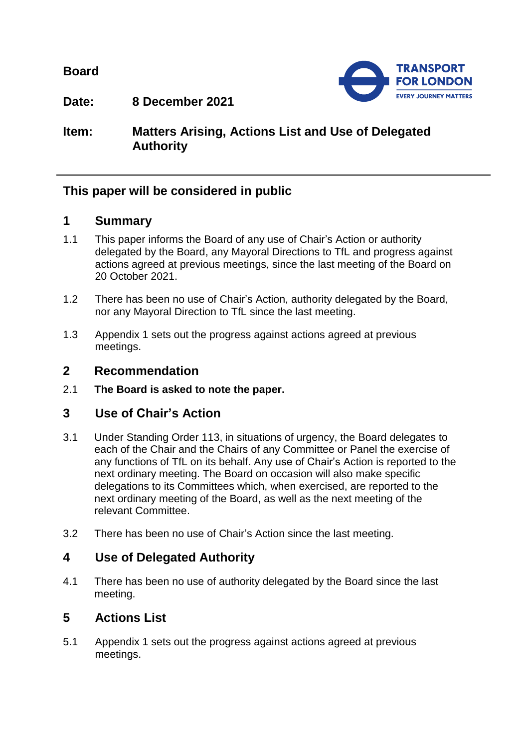**Board**

**Date:** **8 December 2021**

**Item:** **Matters Arising, Actions List and Use of Delegated Authority**

---

## This paper will be considered in public

## 1 Summary

1.1 This paper informs the Board of any use of Chair's Action or authority delegated by the Board, any Mayoral Directions to TfL and progress against actions agreed at previous meetings, since the last meeting of the Board on 20 October 2021.

1.2 There has been no use of Chair's Action, authority delegated by the Board, nor any Mayoral Direction to TfL since the last meeting.

1.3 Appendix 1 sets out the progress against actions agreed at previous meetings.

## 2 Recommendation

2.1 **The Board is asked to note the paper.**

## 3 Use of Chair's Action

3.1 Under Standing Order 113, in situations of urgency, the Board delegates to each of the Chair and the Chairs of any Committee or Panel the exercise of any functions of TfL on its behalf. Any use of Chair's Action is reported to the next ordinary meeting. The Board on occasion will also make specific delegations to its Committees which, when exercised, are reported to the next ordinary meeting of the Board, as well as the next meeting of the relevant Committee.

3.2 There has been no use of Chair's Action since the last meeting.

## 4 Use of Delegated Authority

4.1 There has been no use of authority delegated by the Board since the last meeting.

## 5 Actions List

5.1 Appendix 1 sets out the progress against actions agreed at previous meetings.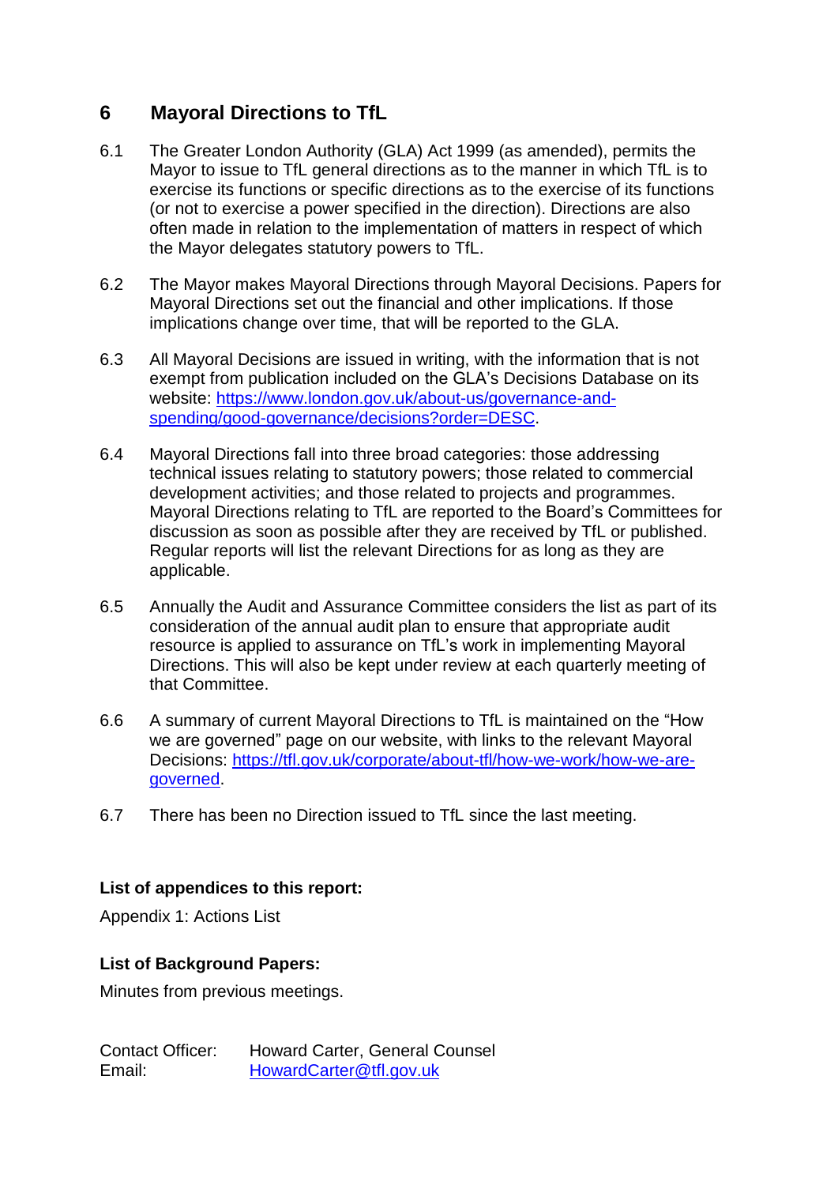## 6 Mayoral Directions to TfL

6.1 The Greater London Authority (GLA) Act 1999 (as amended), permits the Mayor to issue to TfL general directions as to the manner in which TfL is to exercise its functions or specific directions as to the exercise of its functions (or not to exercise a power specified in the direction). Directions are also often made in relation to the implementation of matters in respect of which the Mayor delegates statutory powers to TfL.

6.2 The Mayor makes Mayoral Directions through Mayoral Decisions. Papers for Mayoral Directions set out the financial and other implications. If those implications change over time, that will be reported to the GLA.

6.3 All Mayoral Decisions are issued in writing, with the information that is not exempt from publication included on the GLA's Decisions Database on its website: https://www.london.gov.uk/about-us/governance-and-spending/good-governance/decisions?order=DESC.

6.4 Mayoral Directions fall into three broad categories: those addressing technical issues relating to statutory powers; those related to commercial development activities; and those related to projects and programmes. Mayoral Directions relating to TfL are reported to the Board's Committees for discussion as soon as possible after they are received by TfL or published. Regular reports will list the relevant Directions for as long as they are applicable.

6.5 Annually the Audit and Assurance Committee considers the list as part of its consideration of the annual audit plan to ensure that appropriate audit resource is applied to assurance on TfL's work in implementing Mayoral Directions. This will also be kept under review at each quarterly meeting of that Committee.

6.6 A summary of current Mayoral Directions to TfL is maintained on the "How we are governed" page on our website, with links to the relevant Mayoral Decisions: https://tfl.gov.uk/corporate/about-tfl/how-we-work/how-we-are-governed.

6.7 There has been no Direction issued to TfL since the last meeting.

**List of appendices to this report:**

Appendix 1: Actions List

**List of Background Papers:**

Minutes from previous meetings.

Contact Officer: Howard Carter, General Counsel
Email: HowardCarter@tfl.gov.uk